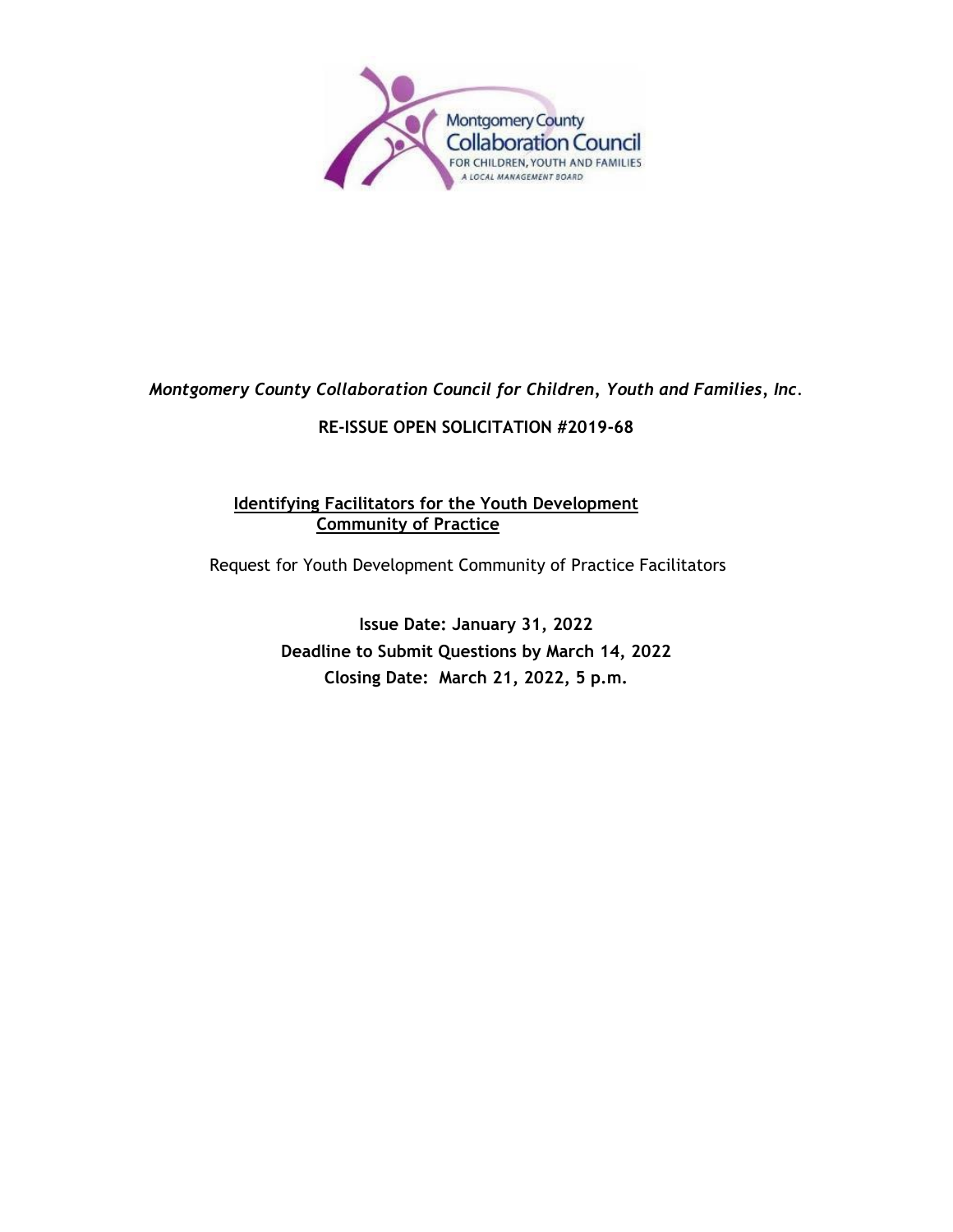*Montgomery County Collaboration Council for Children, Youth and Families, Inc.*

**RE-ISSUE OPEN SOLICITATION #2019-68**

# Identifying Facilitators for the Youth Development Community of Practice

Request for Youth Development Community of Practice Facilitators

**Issue Date: January 31, 2022**

**Deadline to Submit Questions by March 14, 2022**

**Closing Date: March 21, 2022, 5 p.m.**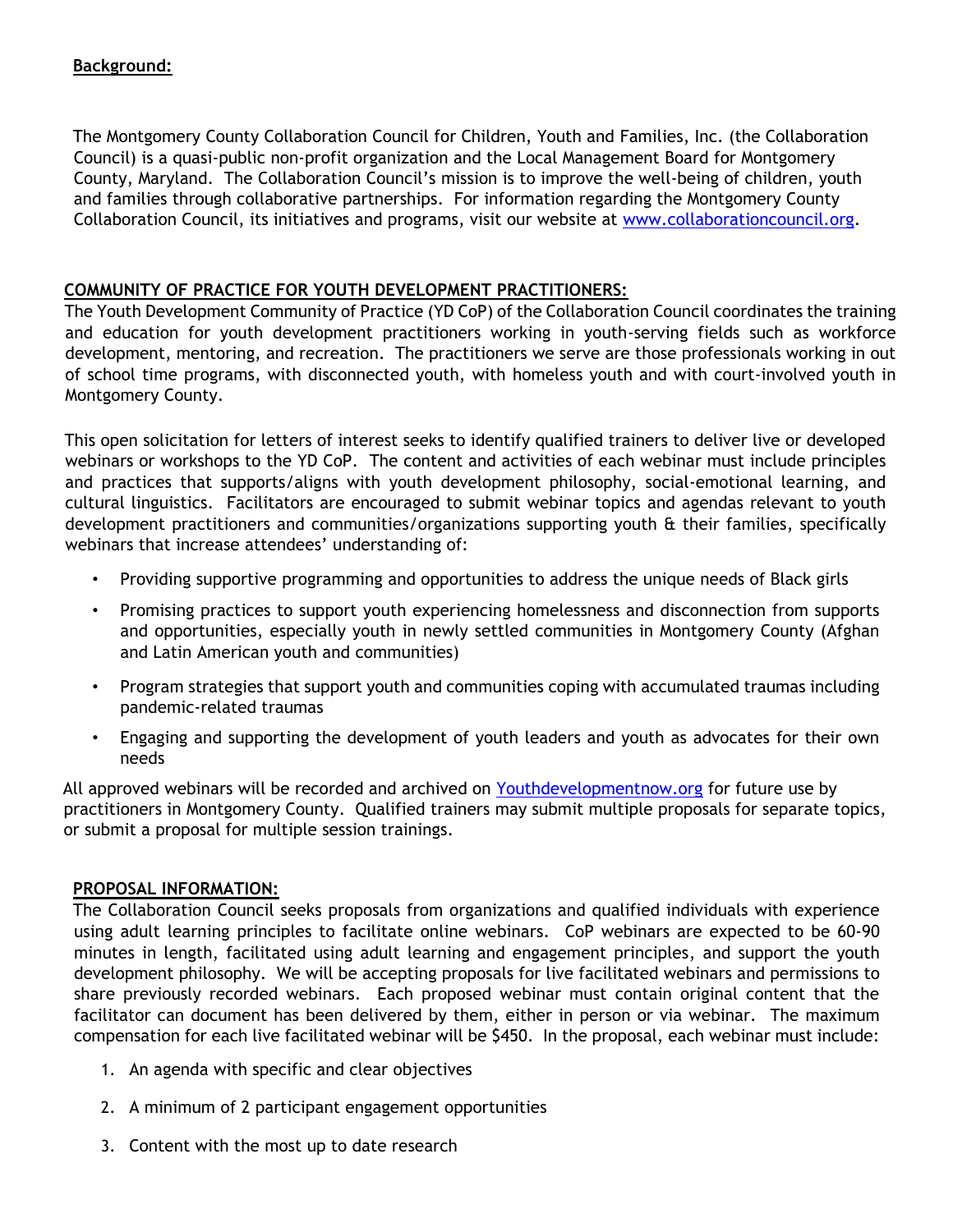## Background:

The Montgomery County Collaboration Council for Children, Youth and Families, Inc. (the Collaboration Council) is a quasi-public non-profit organization and the Local Management Board for Montgomery County, Maryland. The Collaboration Council's mission is to improve the well-being of children, youth and families through collaborative partnerships. For information regarding the Montgomery County Collaboration Council, its initiatives and programs, visit our website at www.collaborationcouncil.org.

## COMMUNITY OF PRACTICE FOR YOUTH DEVELOPMENT PRACTITIONERS:

The Youth Development Community of Practice (YD CoP) of the Collaboration Council coordinates the training and education for youth development practitioners working in youth-serving fields such as workforce development, mentoring, and recreation. The practitioners we serve are those professionals working in out of school time programs, with disconnected youth, with homeless youth and with court-involved youth in Montgomery County.

This open solicitation for letters of interest seeks to identify qualified trainers to deliver live or developed webinars or workshops to the YD CoP. The content and activities of each webinar must include principles and practices that supports/aligns with youth development philosophy, social-emotional learning, and cultural linguistics. Facilitators are encouraged to submit webinar topics and agendas relevant to youth development practitioners and communities/organizations supporting youth & their families, specifically webinars that increase attendees' understanding of:

- Providing supportive programming and opportunities to address the unique needs of Black girls
- Promising practices to support youth experiencing homelessness and disconnection from supports and opportunities, especially youth in newly settled communities in Montgomery County (Afghan and Latin American youth and communities)
- Program strategies that support youth and communities coping with accumulated traumas including pandemic-related traumas
- Engaging and supporting the development of youth leaders and youth as advocates for their own needs

All approved webinars will be recorded and archived on Youthdevelopmentnow.org for future use by practitioners in Montgomery County. Qualified trainers may submit multiple proposals for separate topics, or submit a proposal for multiple session trainings.

## PROPOSAL INFORMATION:

The Collaboration Council seeks proposals from organizations and qualified individuals with experience using adult learning principles to facilitate online webinars. CoP webinars are expected to be 60-90 minutes in length, facilitated using adult learning and engagement principles, and support the youth development philosophy. We will be accepting proposals for live facilitated webinars and permissions to share previously recorded webinars. Each proposed webinar must contain original content that the facilitator can document has been delivered by them, either in person or via webinar. The maximum compensation for each live facilitated webinar will be $450. In the proposal, each webinar must include:

1. An agenda with specific and clear objectives
2. A minimum of 2 participant engagement opportunities
3. Content with the most up to date research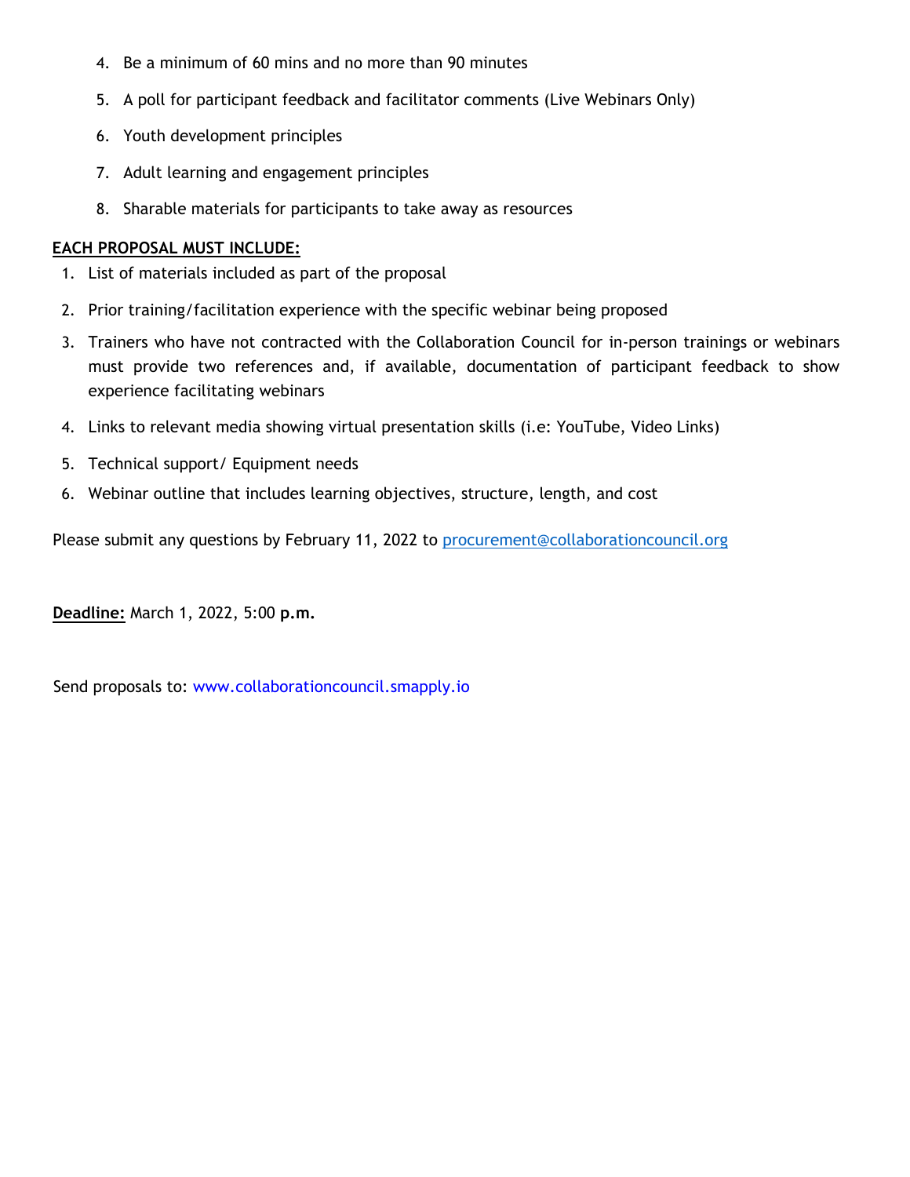4. Be a minimum of 60 mins and no more than 90 minutes
5. A poll for participant feedback and facilitator comments (Live Webinars Only)
6. Youth development principles
7. Adult learning and engagement principles
8. Sharable materials for participants to take away as resources

**EACH PROPOSAL MUST INCLUDE:**

1. List of materials included as part of the proposal
2. Prior training/facilitation experience with the specific webinar being proposed
3. Trainers who have not contracted with the Collaboration Council for in-person trainings or webinars must provide two references and, if available, documentation of participant feedback to show experience facilitating webinars
4. Links to relevant media showing virtual presentation skills (i.e: YouTube, Video Links)
5. Technical support/ Equipment needs
6. Webinar outline that includes learning objectives, structure, length, and cost

Please submit any questions by February 11, 2022 to procurement@collaborationcouncil.org

**Deadline:** March 1, 2022, 5:00 **p.m.**

Send proposals to: www.collaborationcouncil.smapply.io